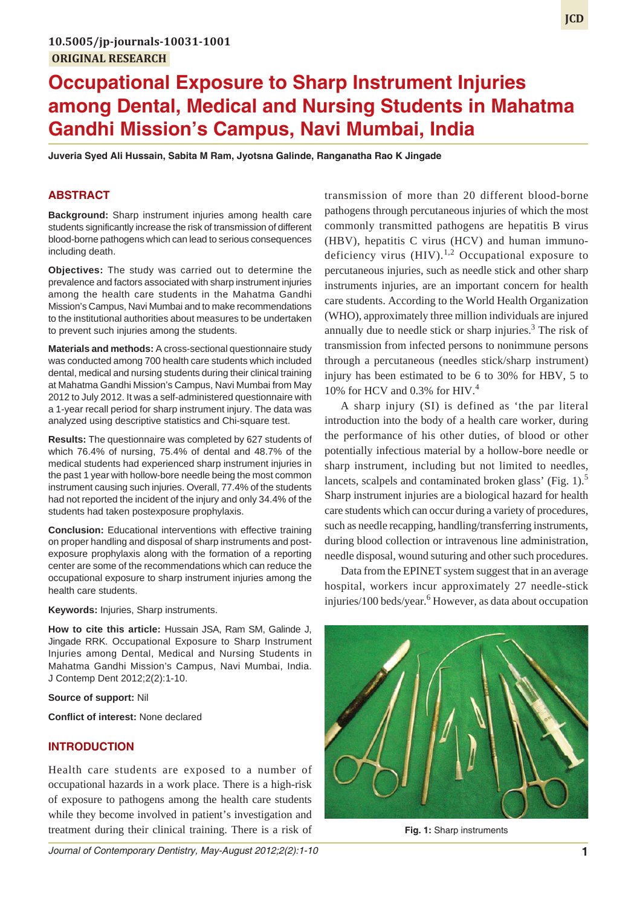10.5005/jp-journals-10031-1001

ORIGINAL RESEARCH

# Occupational Exposure to Sharp Instrument Injuries among Dental, Medical and Nursing Students in Mahatma Gandhi Mission's Campus, Navi Mumbai, India

**Juveria Syed Ali Hussain, Sabita M Ram, Jyotsna Galinde, Ranganatha Rao K Jingade**

## ABSTRACT

**Background:** Sharp instrument injuries among health care students significantly increase the risk of transmission of different blood-borne pathogens which can lead to serious consequences including death.

**Objectives:** The study was carried out to determine the prevalence and factors associated with sharp instrument injuries among the health care students in the Mahatma Gandhi Mission's Campus, Navi Mumbai and to make recommendations to the institutional authorities about measures to be undertaken to prevent such injuries among the students.

**Materials and methods:** A cross-sectional questionnaire study was conducted among 700 health care students which included dental, medical and nursing students during their clinical training at Mahatma Gandhi Mission's Campus, Navi Mumbai from May 2012 to July 2012. It was a self-administered questionnaire with a 1-year recall period for sharp instrument injury. The data was analyzed using descriptive statistics and Chi-square test.

**Results:** The questionnaire was completed by 627 students of which 76.4% of nursing, 75.4% of dental and 48.7% of the medical students had experienced sharp instrument injuries in the past 1 year with hollow-bore needle being the most common instrument causing such injuries. Overall, 77.4% of the students had not reported the incident of the injury and only 34.4% of the students had taken postexposure prophylaxis.

**Conclusion:** Educational interventions with effective training on proper handling and disposal of sharp instruments and post-exposure prophylaxis along with the formation of a reporting center are some of the recommendations which can reduce the occupational exposure to sharp instrument injuries among the health care students.

**Keywords:** Injuries, Sharp instruments.

**How to cite this article:** Hussain JSA, Ram SM, Galinde J, Jingade RRK. Occupational Exposure to Sharp Instrument Injuries among Dental, Medical and Nursing Students in Mahatma Gandhi Mission's Campus, Navi Mumbai, India. J Contemp Dent 2012;2(2):1-10.

**Source of support:** Nil

**Conflict of interest:** None declared

## INTRODUCTION

Health care students are exposed to a number of occupational hazards in a work place. There is a high-risk of exposure to pathogens among the health care students while they become involved in patient's investigation and treatment during their clinical training. There is a risk of transmission of more than 20 different blood-borne pathogens through percutaneous injuries of which the most commonly transmitted pathogens are hepatitis B virus (HBV), hepatitis C virus (HCV) and human immuno-deficiency virus (HIV).[1,2] Occupational exposure to percutaneous injuries, such as needle stick and other sharp instruments injuries, are an important concern for health care students. According to the World Health Organization (WHO), approximately three million individuals are injured annually due to needle stick or sharp injuries.[3] The risk of transmission from infected persons to nonimmune persons through a percutaneous (needles stick/sharp instrument) injury has been estimated to be 6 to 30% for HBV, 5 to 10% for HCV and 0.3% for HIV.[4]

A sharp injury (SI) is defined as 'the par literal introduction into the body of a health care worker, during the performance of his other duties, of blood or other potentially infectious material by a hollow-bore needle or sharp instrument, including but not limited to needles, lancets, scalpels and contaminated broken glass' (Fig. 1).[5] Sharp instrument injuries are a biological hazard for health care students which can occur during a variety of procedures, such as needle recapping, handling/transferring instruments, during blood collection or intravenous line administration, needle disposal, wound suturing and other such procedures.

Data from the EPINET system suggest that in an average hospital, workers incur approximately 27 needle-stick injuries/100 beds/year.[6] However, as data about occupation

Fig. 1: Sharp instruments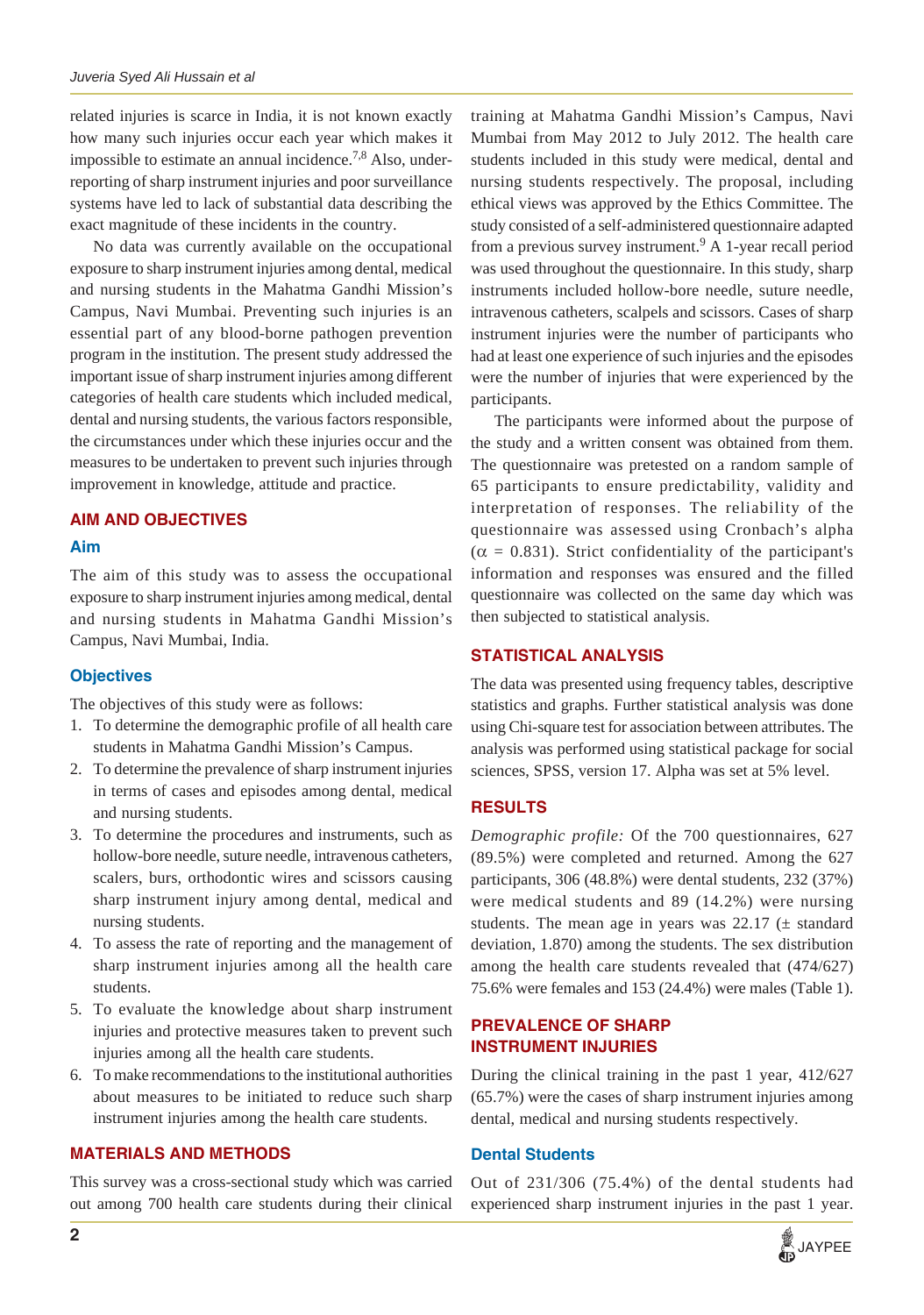related injuries is scarce in India, it is not known exactly how many such injuries occur each year which makes it impossible to estimate an annual incidence.[7,8] Also, under-reporting of sharp instrument injuries and poor surveillance systems have led to lack of substantial data describing the exact magnitude of these incidents in the country.

No data was currently available on the occupational exposure to sharp instrument injuries among dental, medical and nursing students in the Mahatma Gandhi Mission's Campus, Navi Mumbai. Preventing such injuries is an essential part of any blood-borne pathogen prevention program in the institution. The present study addressed the important issue of sharp instrument injuries among different categories of health care students which included medical, dental and nursing students, the various factors responsible, the circumstances under which these injuries occur and the measures to be undertaken to prevent such injuries through improvement in knowledge, attitude and practice.

## AIM AND OBJECTIVES

### Aim

The aim of this study was to assess the occupational exposure to sharp instrument injuries among medical, dental and nursing students in Mahatma Gandhi Mission's Campus, Navi Mumbai, India.

### Objectives

The objectives of this study were as follows:

1. To determine the demographic profile of all health care students in Mahatma Gandhi Mission's Campus.
2. To determine the prevalence of sharp instrument injuries in terms of cases and episodes among dental, medical and nursing students.
3. To determine the procedures and instruments, such as hollow-bore needle, suture needle, intravenous catheters, scalers, burs, orthodontic wires and scissors causing sharp instrument injury among dental, medical and nursing students.
4. To assess the rate of reporting and the management of sharp instrument injuries among all the health care students.
5. To evaluate the knowledge about sharp instrument injuries and protective measures taken to prevent such injuries among all the health care students.
6. To make recommendations to the institutional authorities about measures to be initiated to reduce such sharp instrument injuries among the health care students.

## MATERIALS AND METHODS

This survey was a cross-sectional study which was carried out among 700 health care students during their clinical training at Mahatma Gandhi Mission's Campus, Navi Mumbai from May 2012 to July 2012. The health care students included in this study were medical, dental and nursing students respectively. The proposal, including ethical views was approved by the Ethics Committee. The study consisted of a self-administered questionnaire adapted from a previous survey instrument.[9] A 1-year recall period was used throughout the questionnaire. In this study, sharp instruments included hollow-bore needle, suture needle, intravenous catheters, scalpels and scissors. Cases of sharp instrument injuries were the number of participants who had at least one experience of such injuries and the episodes were the number of injuries that were experienced by the participants.

The participants were informed about the purpose of the study and a written consent was obtained from them. The questionnaire was pretested on a random sample of 65 participants to ensure predictability, validity and interpretation of responses. The reliability of the questionnaire was assessed using Cronbach's alpha ($\alpha$ = 0.831). Strict confidentiality of the participant's information and responses was ensured and the filled questionnaire was collected on the same day which was then subjected to statistical analysis.

## STATISTICAL ANALYSIS

The data was presented using frequency tables, descriptive statistics and graphs. Further statistical analysis was done using Chi-square test for association between attributes. The analysis was performed using statistical package for social sciences, SPSS, version 17. Alpha was set at 5% level.

## RESULTS

*Demographic profile:* Of the 700 questionnaires, 627 (89.5%) were completed and returned. Among the 627 participants, 306 (48.8%) were dental students, 232 (37%) were medical students and 89 (14.2%) were nursing students. The mean age in years was 22.17 ($\pm$ standard deviation, 1.870) among the students. The sex distribution among the health care students revealed that (474/627) 75.6% were females and 153 (24.4%) were males (Table 1).

## PREVALENCE OF SHARP INSTRUMENT INJURIES

During the clinical training in the past 1 year, 412/627 (65.7%) were the cases of sharp instrument injuries among dental, medical and nursing students respectively.

### Dental Students

Out of 231/306 (75.4%) of the dental students had experienced sharp instrument injuries in the past 1 year.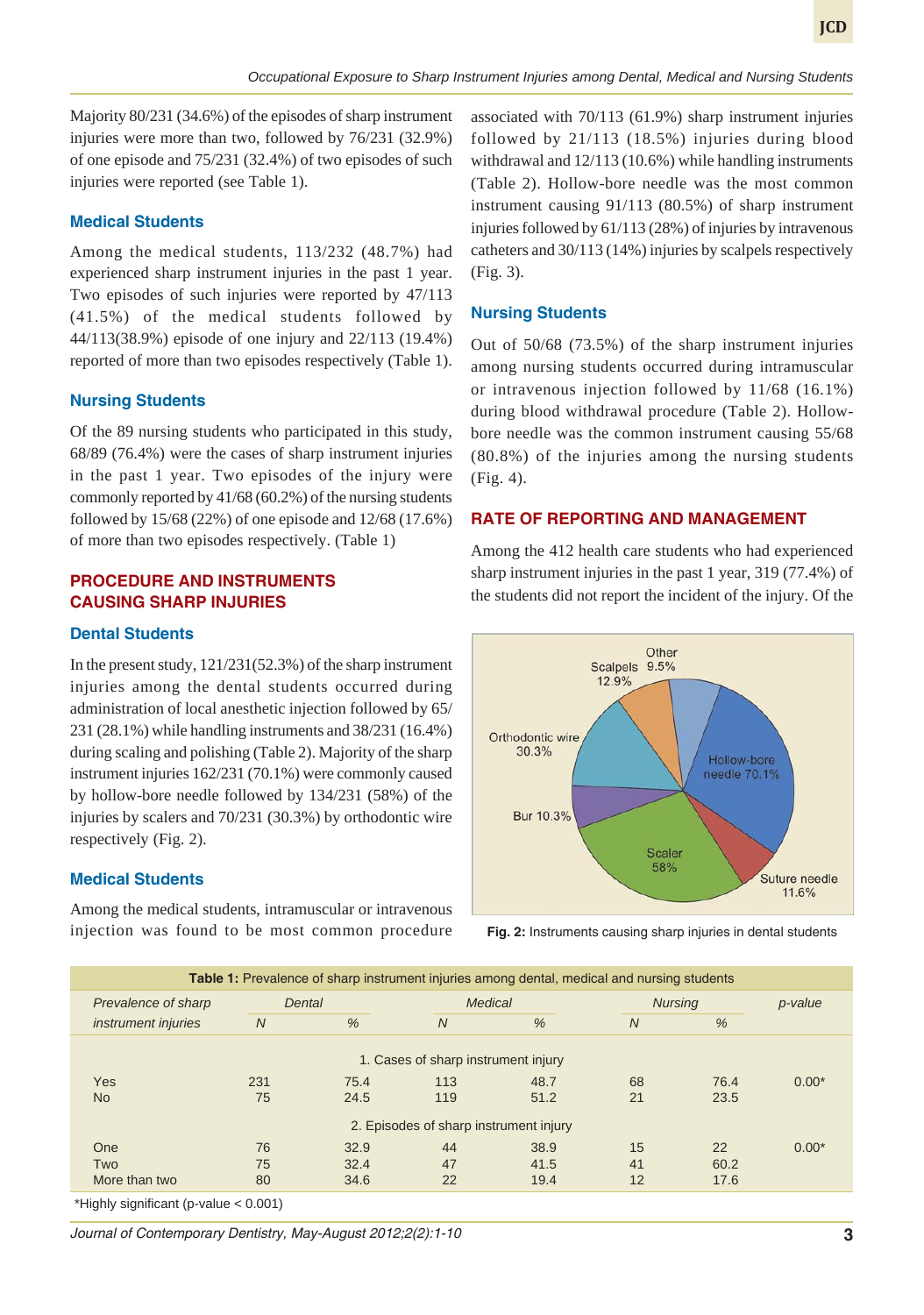Majority 80/231 (34.6%) of the episodes of sharp instrument injuries were more than two, followed by 76/231 (32.9%) of one episode and 75/231 (32.4%) of two episodes of such injuries were reported (see Table 1).

### Medical Students

Among the medical students, 113/232 (48.7%) had experienced sharp instrument injuries in the past 1 year. Two episodes of such injuries were reported by 47/113 (41.5%) of the medical students followed by 44/113(38.9%) episode of one injury and 22/113 (19.4%) reported of more than two episodes respectively (Table 1).

### Nursing Students

Of the 89 nursing students who participated in this study, 68/89 (76.4%) were the cases of sharp instrument injuries in the past 1 year. Two episodes of the injury were commonly reported by 41/68 (60.2%) of the nursing students followed by 15/68 (22%) of one episode and 12/68 (17.6%) of more than two episodes respectively. (Table 1)

## PROCEDURE AND INSTRUMENTS CAUSING SHARP INJURIES

### Dental Students

In the present study, 121/231(52.3%) of the sharp instrument injuries among the dental students occurred during administration of local anesthetic injection followed by 65/231 (28.1%) while handling instruments and 38/231 (16.4%) during scaling and polishing (Table 2). Majority of the sharp instrument injuries 162/231 (70.1%) were commonly caused by hollow-bore needle followed by 134/231 (58%) of the injuries by scalers and 70/231 (30.3%) by orthodontic wire respectively (Fig. 2).

### Medical Students

Among the medical students, intramuscular or intravenous injection was found to be most common procedure associated with 70/113 (61.9%) sharp instrument injuries followed by 21/113 (18.5%) injuries during blood withdrawal and 12/113 (10.6%) while handling instruments (Table 2). Hollow-bore needle was the most common instrument causing 91/113 (80.5%) of sharp instrument injuries followed by 61/113 (28%) of injuries by intravenous catheters and 30/113 (14%) injuries by scalpels respectively (Fig. 3).

### Nursing Students

Out of 50/68 (73.5%) of the sharp instrument injuries among nursing students occurred during intramuscular or intravenous injection followed by 11/68 (16.1%) during blood withdrawal procedure (Table 2). Hollow-bore needle was the common instrument causing 55/68 (80.8%) of the injuries among the nursing students (Fig. 4).

## RATE OF REPORTING AND MANAGEMENT

Among the 412 health care students who had experienced sharp instrument injuries in the past 1 year, 319 (77.4%) of the students did not report the incident of the injury. Of the

Other 9.5%, Scalpels 12.9%, Orthodontic wire 30.3%, Hollow-bore needle 70.1%, Bur 10.3%, Scaler 58%, Suture needle 11.6%

**Fig. 2:** Instruments causing sharp injuries in dental students

**Table 1:** Prevalence of sharp instrument injuries among dental, medical and nursing students

| *Prevalence of sharp instrument injuries* | *Dental* | | *Medical* | | *Nursing* | | *p-value* |
|---|---|---|---|---|---|---|---|
| | *N* | *%* | *N* | *%* | *N* | *%* | |
| 1. Cases of sharp instrument injury | | | | | | | |
| Yes | 231 | 75.4 | 113 | 48.7 | 68 | 76.4 | 0.00* |
| No | 75 | 24.5 | 119 | 51.2 | 21 | 23.5 | |
| 2. Episodes of sharp instrument injury | | | | | | | |
| One | 76 | 32.9 | 44 | 38.9 | 15 | 22 | 0.00* |
| Two | 75 | 32.4 | 47 | 41.5 | 41 | 60.2 | |
| More than two | 80 | 34.6 | 22 | 19.4 | 12 | 17.6 | |

*Highly significant (p-value < 0.001)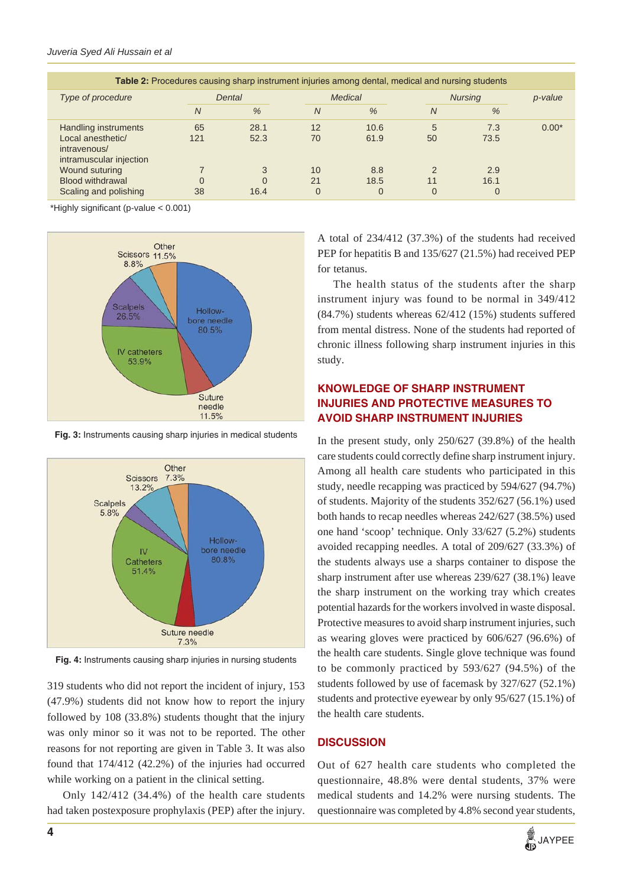**Table 2:** Procedures causing sharp instrument injuries among dental, medical and nursing students

| Type of procedure | Dental | | Medical | | Nursing | | p-value |
|---|---|---|---|---|---|---|---|
| | N | % | N | % | N | % | |
| Handling instruments | 65 | 28.1 | 12 | 10.6 | 5 | 7.3 | 0.00* |
| Local anesthetic/ intravenous/ intramuscular injection | 121 | 52.3 | 70 | 61.9 | 50 | 73.5 | |
| Wound suturing | 7 | 3 | 10 | 8.8 | 2 | 2.9 | |
| Blood withdrawal | 0 | 0 | 21 | 18.5 | 11 | 16.1 | |
| Scaling and polishing | 38 | 16.4 | 0 | 0 | 0 | 0 | |

*Highly significant (p-value < 0.001)

**Fig. 3:** Instruments causing sharp injuries in medical students

**Fig. 4:** Instruments causing sharp injuries in nursing students

319 students who did not report the incident of injury, 153 (47.9%) students did not know how to report the injury followed by 108 (33.8%) students thought that the injury was only minor so it was not to be reported. The other reasons for not reporting are given in Table 3. It was also found that 174/412 (42.2%) of the injuries had occurred while working on a patient in the clinical setting.

Only 142/412 (34.4%) of the health care students had taken postexposure prophylaxis (PEP) after the injury. A total of 234/412 (37.3%) of the students had received PEP for hepatitis B and 135/627 (21.5%) had received PEP for tetanus.

The health status of the students after the sharp instrument injury was found to be normal in 349/412 (84.7%) students whereas 62/412 (15%) students suffered from mental distress. None of the students had reported of chronic illness following sharp instrument injuries in this study.

## KNOWLEDGE OF SHARP INSTRUMENT INJURIES AND PROTECTIVE MEASURES TO AVOID SHARP INSTRUMENT INJURIES

In the present study, only 250/627 (39.8%) of the health care students could correctly define sharp instrument injury. Among all health care students who participated in this study, needle recapping was practiced by 594/627 (94.7%) of students. Majority of the students 352/627 (56.1%) used both hands to recap needles whereas 242/627 (38.5%) used one hand 'scoop' technique. Only 33/627 (5.2%) students avoided recapping needles. A total of 209/627 (33.3%) of the students always use a sharps container to dispose the sharp instrument after use whereas 239/627 (38.1%) leave the sharp instrument on the working tray which creates potential hazards for the workers involved in waste disposal. Protective measures to avoid sharp instrument injuries, such as wearing gloves were practiced by 606/627 (96.6%) of the health care students. Single glove technique was found to be commonly practiced by 593/627 (94.5%) of the students followed by use of facemask by 327/627 (52.1%) students and protective eyewear by only 95/627 (15.1%) of the health care students.

## DISCUSSION

Out of 627 health care students who completed the questionnaire, 48.8% were dental students, 37% were medical students and 14.2% were nursing students. The questionnaire was completed by 4.8% second year students,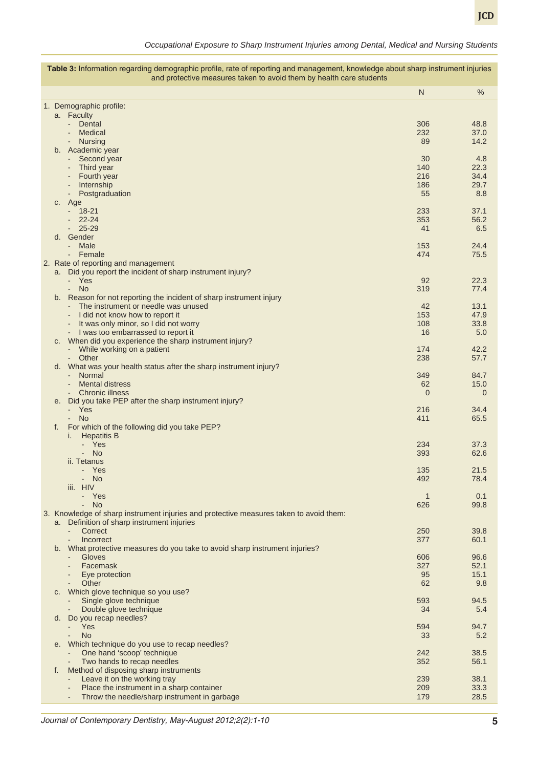**Table 3:** Information regarding demographic profile, rate of reporting and management, knowledge about sharp instrument injuries and protective measures taken to avoid them by health care students

| | N | % |
|---|---|---|
| 1. Demographic profile: | | |
| a. Faculty | | |
| - Dental | 306 | 48.8 |
| - Medical | 232 | 37.0 |
| - Nursing | 89 | 14.2 |
| b. Academic year | | |
| - Second year | 30 | 4.8 |
| - Third year | 140 | 22.3 |
| - Fourth year | 216 | 34.4 |
| - Internship | 186 | 29.7 |
| - Postgraduation | 55 | 8.8 |
| c. Age | | |
| - 18-21 | 233 | 37.1 |
| - 22-24 | 353 | 56.2 |
| - 25-29 | 41 | 6.5 |
| d. Gender | | |
| - Male | 153 | 24.4 |
| - Female | 474 | 75.5 |
| 2. Rate of reporting and management | | |
| a. Did you report the incident of sharp instrument injury? | | |
| - Yes | 92 | 22.3 |
| - No | 319 | 77.4 |
| b. Reason for not reporting the incident of sharp instrument injury | | |
| - The instrument or needle was unused | 42 | 13.1 |
| - I did not know how to report it | 153 | 47.9 |
| - It was only minor, so I did not worry | 108 | 33.8 |
| - I was too embarrassed to report it | 16 | 5.0 |
| c. When did you experience the sharp instrument injury? | | |
| - While working on a patient | 174 | 42.2 |
| - Other | 238 | 57.7 |
| d. What was your health status after the sharp instrument injury? | | |
| - Normal | 349 | 84.7 |
| - Mental distress | 62 | 15.0 |
| - Chronic illness | 0 | 0 |
| e. Did you take PEP after the sharp instrument injury? | | |
| - Yes | 216 | 34.4 |
| - No | 411 | 65.5 |
| f. For which of the following did you take PEP? | | |
| i. Hepatitis B | | |
| - Yes | 234 | 37.3 |
| - No | 393 | 62.6 |
| ii. Tetanus | | |
| - Yes | 135 | 21.5 |
| - No | 492 | 78.4 |
| iii. HIV | | |
| - Yes | 1 | 0.1 |
| - No | 626 | 99.8 |
| 3. Knowledge of sharp instrument injuries and protective measures taken to avoid them: | | |
| a. Definition of sharp instrument injuries | | |
| - Correct | 250 | 39.8 |
| - Incorrect | 377 | 60.1 |
| b. What protective measures do you take to avoid sharp instrument injuries? | | |
| - Gloves | 606 | 96.6 |
| - Facemask | 327 | 52.1 |
| - Eye protection | 95 | 15.1 |
| - Other | 62 | 9.8 |
| c. Which glove technique so you use? | | |
| - Single glove technique | 593 | 94.5 |
| - Double glove technique | 34 | 5.4 |
| d. Do you recap needles? | | |
| - Yes | 594 | 94.7 |
| - No | 33 | 5.2 |
| e. Which technique do you use to recap needles? | | |
| - One hand 'scoop' technique | 242 | 38.5 |
| - Two hands to recap needles | 352 | 56.1 |
| f. Method of disposing sharp instruments | | |
| - Leave it on the working tray | 239 | 38.1 |
| - Place the instrument in a sharp container | 209 | 33.3 |
| - Throw the needle/sharp instrument in garbage | 179 | 28.5 |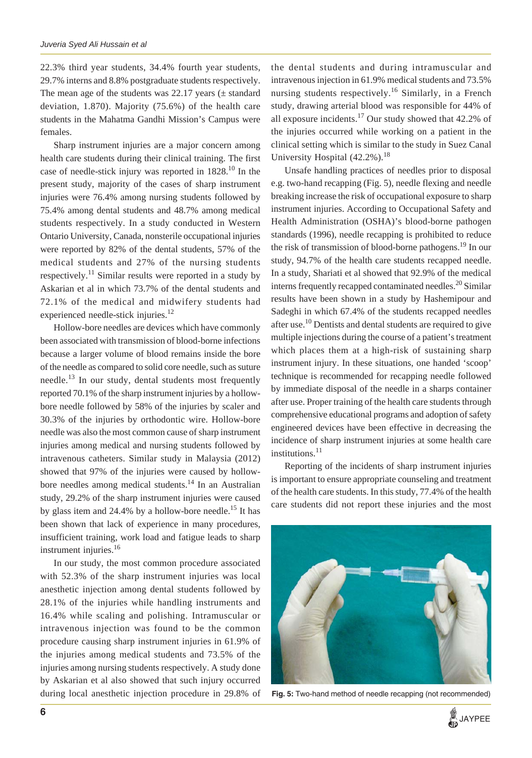22.3% third year students, 34.4% fourth year students, 29.7% interns and 8.8% postgraduate students respectively. The mean age of the students was 22.17 years (± standard deviation, 1.870). Majority (75.6%) of the health care students in the Mahatma Gandhi Mission's Campus were females.

Sharp instrument injuries are a major concern among health care students during their clinical training. The first case of needle-stick injury was reported in 1828.[10] In the present study, majority of the cases of sharp instrument injuries were 76.4% among nursing students followed by 75.4% among dental students and 48.7% among medical students respectively. In a study conducted in Western Ontario University, Canada, nonsterile occupational injuries were reported by 82% of the dental students, 57% of the medical students and 27% of the nursing students respectively.[11] Similar results were reported in a study by Askarian et al in which 73.7% of the dental students and 72.1% of the medical and midwifery students had experienced needle-stick injuries.[12]

Hollow-bore needles are devices which have commonly been associated with transmission of blood-borne infections because a larger volume of blood remains inside the bore of the needle as compared to solid core needle, such as suture needle.[13] In our study, dental students most frequently reported 70.1% of the sharp instrument injuries by a hollow-bore needle followed by 58% of the injuries by scaler and 30.3% of the injuries by orthodontic wire. Hollow-bore needle was also the most common cause of sharp instrument injuries among medical and nursing students followed by intravenous catheters. Similar study in Malaysia (2012) showed that 97% of the injuries were caused by hollow-bore needles among medical students.[14] In an Australian study, 29.2% of the sharp instrument injuries were caused by glass item and 24.4% by a hollow-bore needle.[15] It has been shown that lack of experience in many procedures, insufficient training, work load and fatigue leads to sharp instrument injuries.[16]

In our study, the most common procedure associated with 52.3% of the sharp instrument injuries was local anesthetic injection among dental students followed by 28.1% of the injuries while handling instruments and 16.4% while scaling and polishing. Intramuscular or intravenous injection was found to be the common procedure causing sharp instrument injuries in 61.9% of the injuries among medical students and 73.5% of the injuries among nursing students respectively. A study done by Askarian et al also showed that such injury occurred during local anesthetic injection procedure in 29.8% of the dental students and during intramuscular and intravenous injection in 61.9% medical students and 73.5% nursing students respectively.[16] Similarly, in a French study, drawing arterial blood was responsible for 44% of all exposure incidents.[17] Our study showed that 42.2% of the injuries occurred while working on a patient in the clinical setting which is similar to the study in Suez Canal University Hospital (42.2%).[18]

Unsafe handling practices of needles prior to disposal e.g. two-hand recapping (Fig. 5), needle flexing and needle breaking increase the risk of occupational exposure to sharp instrument injuries. According to Occupational Safety and Health Administration (OSHA)'s blood-borne pathogen standards (1996), needle recapping is prohibited to reduce the risk of transmission of blood-borne pathogens.[19] In our study, 94.7% of the health care students recapped needle. In a study, Shariati et al showed that 92.9% of the medical interns frequently recapped contaminated needles.[20] Similar results have been shown in a study by Hashemipour and Sadeghi in which 67.4% of the students recapped needles after use.[10] Dentists and dental students are required to give multiple injections during the course of a patient's treatment which places them at a high-risk of sustaining sharp instrument injury. In these situations, one handed 'scoop' technique is recommended for recapping needle followed by immediate disposal of the needle in a sharps container after use. Proper training of the health care students through comprehensive educational programs and adoption of safety engineered devices have been effective in decreasing the incidence of sharp instrument injuries at some health care institutions.[11]

Reporting of the incidents of sharp instrument injuries is important to ensure appropriate counseling and treatment of the health care students. In this study, 77.4% of the health care students did not report these injuries and the most

**Fig. 5:** Two-hand method of needle recapping (not recommended)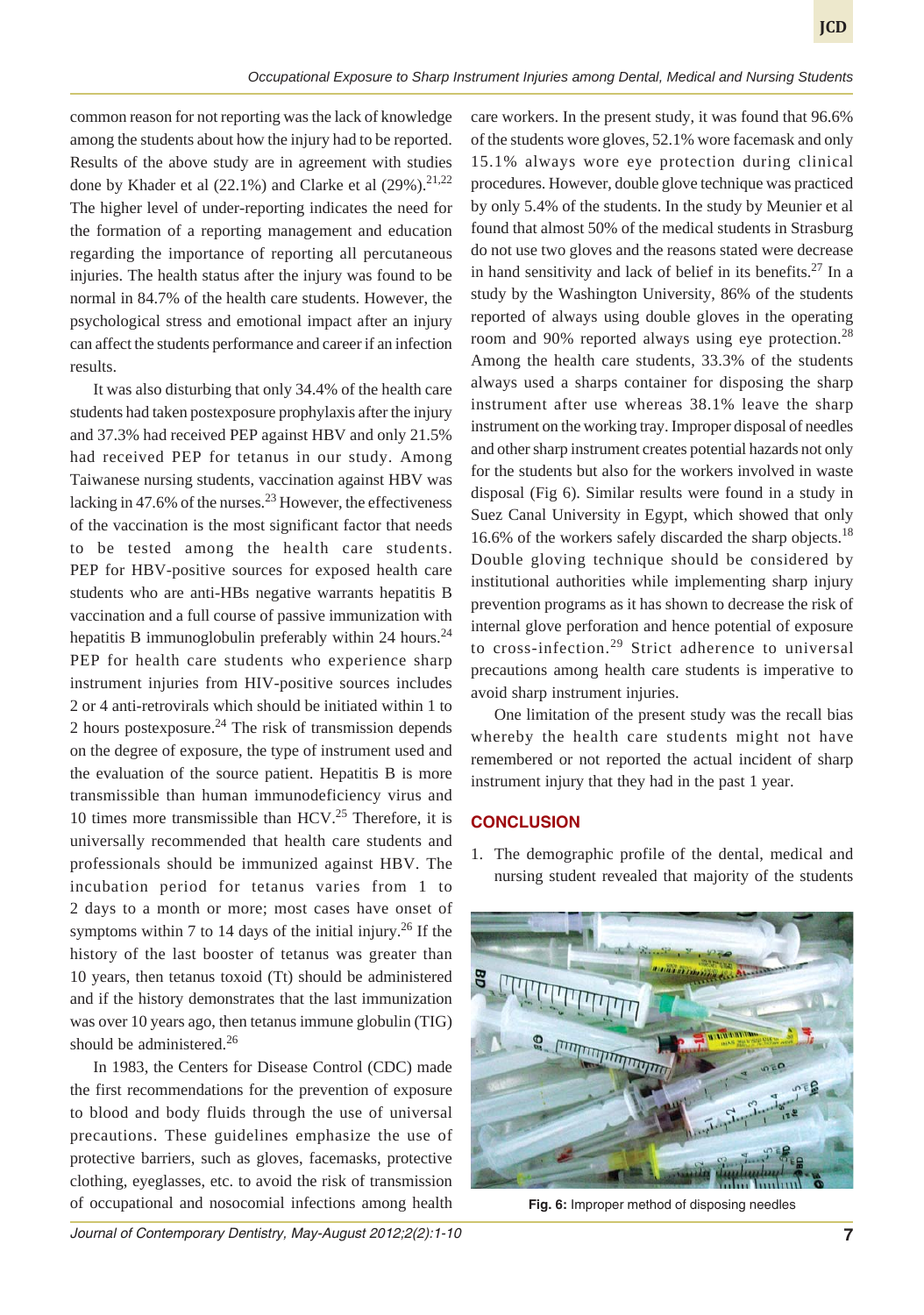common reason for not reporting was the lack of knowledge among the students about how the injury had to be reported. Results of the above study are in agreement with studies done by Khader et al (22.1%) and Clarke et al (29%).[21,22] The higher level of under-reporting indicates the need for the formation of a reporting management and education regarding the importance of reporting all percutaneous injuries. The health status after the injury was found to be normal in 84.7% of the health care students. However, the psychological stress and emotional impact after an injury can affect the students performance and career if an infection results.

It was also disturbing that only 34.4% of the health care students had taken postexposure prophylaxis after the injury and 37.3% had received PEP against HBV and only 21.5% had received PEP for tetanus in our study. Among Taiwanese nursing students, vaccination against HBV was lacking in 47.6% of the nurses.[23] However, the effectiveness of the vaccination is the most significant factor that needs to be tested among the health care students. PEP for HBV-positive sources for exposed health care students who are anti-HBs negative warrants hepatitis B vaccination and a full course of passive immunization with hepatitis B immunoglobulin preferably within 24 hours.[24] PEP for health care students who experience sharp instrument injuries from HIV-positive sources includes 2 or 4 anti-retrovirals which should be initiated within 1 to 2 hours postexposure.[24] The risk of transmission depends on the degree of exposure, the type of instrument used and the evaluation of the source patient. Hepatitis B is more transmissible than human immunodeficiency virus and 10 times more transmissible than HCV.[25] Therefore, it is universally recommended that health care students and professionals should be immunized against HBV. The incubation period for tetanus varies from 1 to 2 days to a month or more; most cases have onset of symptoms within 7 to 14 days of the initial injury.[26] If the history of the last booster of tetanus was greater than 10 years, then tetanus toxoid (Tt) should be administered and if the history demonstrates that the last immunization was over 10 years ago, then tetanus immune globulin (TIG) should be administered.[26]

In 1983, the Centers for Disease Control (CDC) made the first recommendations for the prevention of exposure to blood and body fluids through the use of universal precautions. These guidelines emphasize the use of protective barriers, such as gloves, facemasks, protective clothing, eyeglasses, etc. to avoid the risk of transmission of occupational and nosocomial infections among health care workers. In the present study, it was found that 96.6% of the students wore gloves, 52.1% wore facemask and only 15.1% always wore eye protection during clinical procedures. However, double glove technique was practiced by only 5.4% of the students. In the study by Meunier et al found that almost 50% of the medical students in Strasburg do not use two gloves and the reasons stated were decrease in hand sensitivity and lack of belief in its benefits.[27] In a study by the Washington University, 86% of the students reported of always using double gloves in the operating room and 90% reported always using eye protection.[28] Among the health care students, 33.3% of the students always used a sharps container for disposing the sharp instrument after use whereas 38.1% leave the sharp instrument on the working tray. Improper disposal of needles and other sharp instrument creates potential hazards not only for the students but also for the workers involved in waste disposal (Fig 6). Similar results were found in a study in Suez Canal University in Egypt, which showed that only 16.6% of the workers safely discarded the sharp objects.[18] Double gloving technique should be considered by institutional authorities while implementing sharp injury prevention programs as it has shown to decrease the risk of internal glove perforation and hence potential of exposure to cross-infection.[29] Strict adherence to universal precautions among health care students is imperative to avoid sharp instrument injuries.

One limitation of the present study was the recall bias whereby the health care students might not have remembered or not reported the actual incident of sharp instrument injury that they had in the past 1 year.

## CONCLUSION

1. The demographic profile of the dental, medical and nursing student revealed that majority of the students

**Fig. 6:** Improper method of disposing needles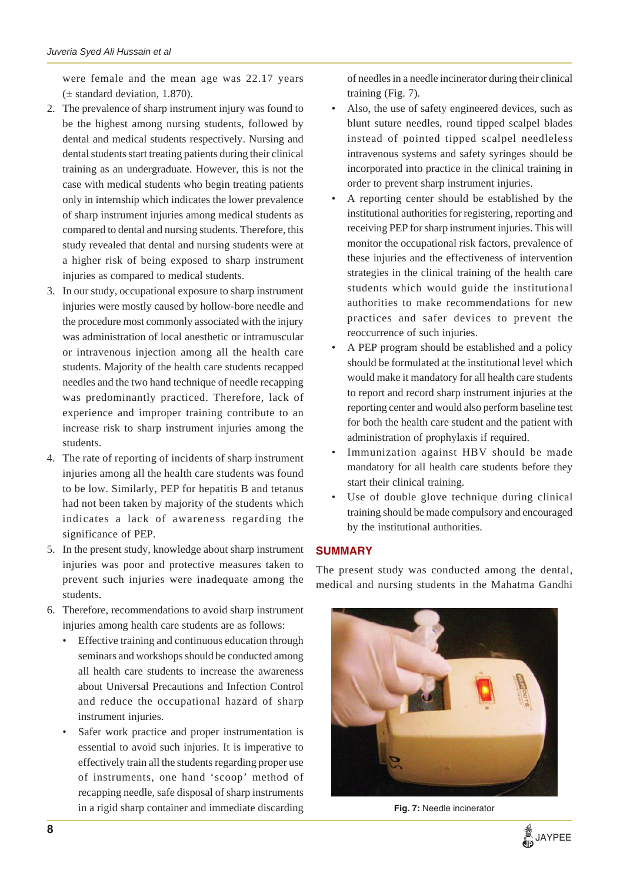were female and the mean age was 22.17 years (± standard deviation, 1.870).

2. The prevalence of sharp instrument injury was found to be the highest among nursing students, followed by dental and medical students respectively. Nursing and dental students start treating patients during their clinical training as an undergraduate. However, this is not the case with medical students who begin treating patients only in internship which indicates the lower prevalence of sharp instrument injuries among medical students as compared to dental and nursing students. Therefore, this study revealed that dental and nursing students were at a higher risk of being exposed to sharp instrument injuries as compared to medical students.
3. In our study, occupational exposure to sharp instrument injuries were mostly caused by hollow-bore needle and the procedure most commonly associated with the injury was administration of local anesthetic or intramuscular or intravenous injection among all the health care students. Majority of the health care students recapped needles and the two hand technique of needle recapping was predominantly practiced. Therefore, lack of experience and improper training contribute to an increase risk to sharp instrument injuries among the students.
4. The rate of reporting of incidents of sharp instrument injuries among all the health care students was found to be low. Similarly, PEP for hepatitis B and tetanus had not been taken by majority of the students which indicates a lack of awareness regarding the significance of PEP.
5. In the present study, knowledge about sharp instrument injuries was poor and protective measures taken to prevent such injuries were inadequate among the students.
6. Therefore, recommendations to avoid sharp instrument injuries among health care students are as follows:
   - Effective training and continuous education through seminars and workshops should be conducted among all health care students to increase the awareness about Universal Precautions and Infection Control and reduce the occupational hazard of sharp instrument injuries.
   - Safer work practice and proper instrumentation is essential to avoid such injuries. It is imperative to effectively train all the students regarding proper use of instruments, one hand 'scoop' method of recapping needle, safe disposal of sharp instruments in a rigid sharp container and immediate discarding of needles in a needle incinerator during their clinical training (Fig. 7).
   - Also, the use of safety engineered devices, such as blunt suture needles, round tipped scalpel blades instead of pointed tipped scalpel needleless intravenous systems and safety syringes should be incorporated into practice in the clinical training in order to prevent sharp instrument injuries.
   - A reporting center should be established by the institutional authorities for registering, reporting and receiving PEP for sharp instrument injuries. This will monitor the occupational risk factors, prevalence of these injuries and the effectiveness of intervention strategies in the clinical training of the health care students which would guide the institutional authorities to make recommendations for new practices and safer devices to prevent the reoccurrence of such injuries.
   - A PEP program should be established and a policy should be formulated at the institutional level which would make it mandatory for all health care students to report and record sharp instrument injuries at the reporting center and would also perform baseline test for both the health care student and the patient with administration of prophylaxis if required.
   - Immunization against HBV should be made mandatory for all health care students before they start their clinical training.
   - Use of double glove technique during clinical training should be made compulsory and encouraged by the institutional authorities.

## SUMMARY

The present study was conducted among the dental, medical and nursing students in the Mahatma Gandhi

**Fig. 7:** Needle incinerator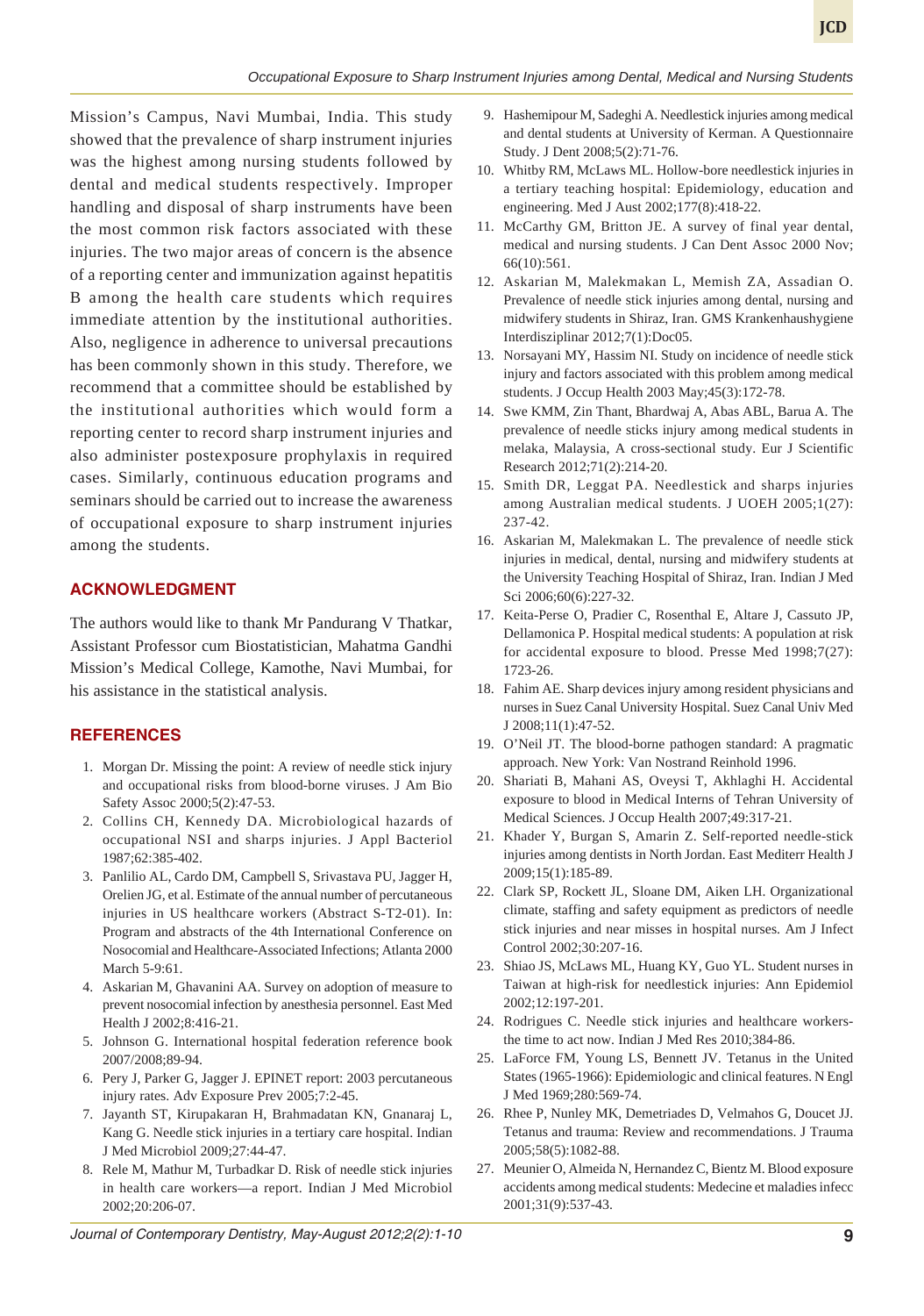Mission's Campus, Navi Mumbai, India. This study showed that the prevalence of sharp instrument injuries was the highest among nursing students followed by dental and medical students respectively. Improper handling and disposal of sharp instruments have been the most common risk factors associated with these injuries. The two major areas of concern is the absence of a reporting center and immunization against hepatitis B among the health care students which requires immediate attention by the institutional authorities. Also, negligence in adherence to universal precautions has been commonly shown in this study. Therefore, we recommend that a committee should be established by the institutional authorities which would form a reporting center to record sharp instrument injuries and also administer postexposure prophylaxis in required cases. Similarly, continuous education programs and seminars should be carried out to increase the awareness of occupational exposure to sharp instrument injuries among the students.

## ACKNOWLEDGMENT

The authors would like to thank Mr Pandurang V Thatkar, Assistant Professor cum Biostatistician, Mahatma Gandhi Mission's Medical College, Kamothe, Navi Mumbai, for his assistance in the statistical analysis.

## REFERENCES

1. Morgan Dr. Missing the point: A review of needle stick injury and occupational risks from blood-borne viruses. J Am Bio Safety Assoc 2000;5(2):47-53.
2. Collins CH, Kennedy DA. Microbiological hazards of occupational NSI and sharps injuries. J Appl Bacteriol 1987;62:385-402.
3. Panlilio AL, Cardo DM, Campbell S, Srivastava PU, Jagger H, Orelien JG, et al. Estimate of the annual number of percutaneous injuries in US healthcare workers (Abstract S-T2-01). In: Program and abstracts of the 4th International Conference on Nosocomial and Healthcare-Associated Infections; Atlanta 2000 March 5-9:61.
4. Askarian M, Ghavanini AA. Survey on adoption of measure to prevent nosocomial infection by anesthesia personnel. East Med Health J 2002;8:416-21.
5. Johnson G. International hospital federation reference book 2007/2008;89-94.
6. Pery J, Parker G, Jagger J. EPINET report: 2003 percutaneous injury rates. Adv Exposure Prev 2005;7:2-45.
7. Jayanth ST, Kirupakaran H, Brahmadatan KN, Gnanaraj L, Kang G. Needle stick injuries in a tertiary care hospital. Indian J Med Microbiol 2009;27:44-47.
8. Rele M, Mathur M, Turbadkar D. Risk of needle stick injuries in health care workers—a report. Indian J Med Microbiol 2002;20:206-07.
9. Hashemipour M, Sadeghi A. Needlestick injuries among medical and dental students at University of Kerman. A Questionnaire Study. J Dent 2008;5(2):71-76.
10. Whitby RM, McLaws ML. Hollow-bore needlestick injuries in a tertiary teaching hospital: Epidemiology, education and engineering. Med J Aust 2002;177(8):418-22.
11. McCarthy GM, Britton JE. A survey of final year dental, medical and nursing students. J Can Dent Assoc 2000 Nov; 66(10):561.
12. Askarian M, Malekmakan L, Memish ZA, Assadian O. Prevalence of needle stick injuries among dental, nursing and midwifery students in Shiraz, Iran. GMS Krankenhaushygiene Interdisziplinar 2012;7(1):Doc05.
13. Norsayani MY, Hassim NI. Study on incidence of needle stick injury and factors associated with this problem among medical students. J Occup Health 2003 May;45(3):172-78.
14. Swe KMM, Zin Thant, Bhardwaj A, Abas ABL, Barua A. The prevalence of needle sticks injury among medical students in melaka, Malaysia, A cross-sectional study. Eur J Scientific Research 2012;71(2):214-20.
15. Smith DR, Leggat PA. Needlestick and sharps injuries among Australian medical students. J UOEH 2005;1(27): 237-42.
16. Askarian M, Malekmakan L. The prevalence of needle stick injuries in medical, dental, nursing and midwifery students at the University Teaching Hospital of Shiraz, Iran. Indian J Med Sci 2006;60(6):227-32.
17. Keita-Perse O, Pradier C, Rosenthal E, Altare J, Cassuto JP, Dellamonica P. Hospital medical students: A population at risk for accidental exposure to blood. Presse Med 1998;7(27): 1723-26.
18. Fahim AE. Sharp devices injury among resident physicians and nurses in Suez Canal University Hospital. Suez Canal Univ Med J 2008;11(1):47-52.
19. O'Neil JT. The blood-borne pathogen standard: A pragmatic approach. New York: Van Nostrand Reinhold 1996.
20. Shariati B, Mahani AS, Oveysi T, Akhlaghi H. Accidental exposure to blood in Medical Interns of Tehran University of Medical Sciences. J Occup Health 2007;49:317-21.
21. Khader Y, Burgan S, Amarin Z. Self-reported needle-stick injuries among dentists in North Jordan. East Mediterr Health J 2009;15(1):185-89.
22. Clark SP, Rockett JL, Sloane DM, Aiken LH. Organizational climate, staffing and safety equipment as predictors of needle stick injuries and near misses in hospital nurses. Am J Infect Control 2002;30:207-16.
23. Shiao JS, McLaws ML, Huang KY, Guo YL. Student nurses in Taiwan at high-risk for needlestick injuries: Ann Epidemiol 2002;12:197-201.
24. Rodrigues C. Needle stick injuries and healthcare workers-the time to act now. Indian J Med Res 2010;384-86.
25. LaForce FM, Young LS, Bennett JV. Tetanus in the United States (1965-1966): Epidemiologic and clinical features. N Engl J Med 1969;280:569-74.
26. Rhee P, Nunley MK, Demetriades D, Velmahos G, Doucet JJ. Tetanus and trauma: Review and recommendations. J Trauma 2005;58(5):1082-88.
27. Meunier O, Almeida N, Hernandez C, Bientz M. Blood exposure accidents among medical students: Medecine et maladies infecc 2001;31(9):537-43.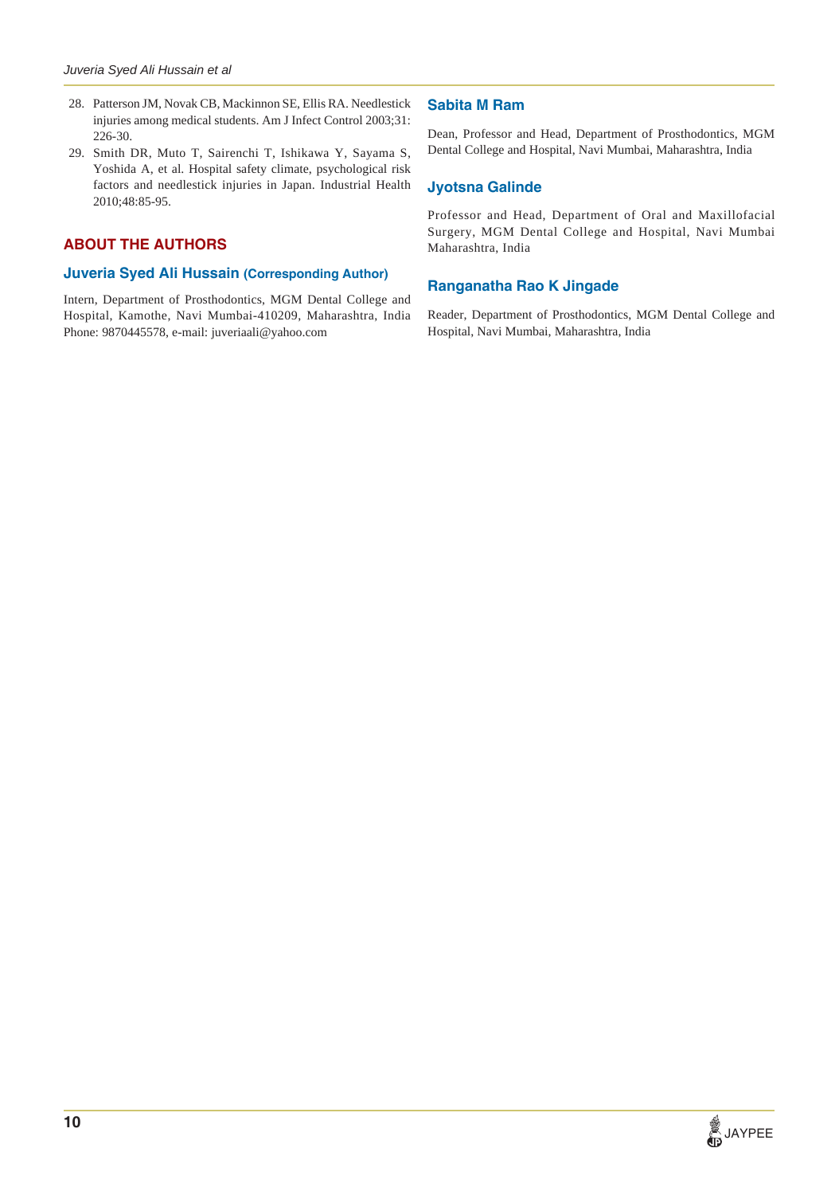28. Patterson JM, Novak CB, Mackinnon SE, Ellis RA. Needlestick injuries among medical students. Am J Infect Control 2003;31: 226-30.
29. Smith DR, Muto T, Sairenchi T, Ishikawa Y, Sayama S, Yoshida A, et al. Hospital safety climate, psychological risk factors and needlestick injuries in Japan. Industrial Health 2010;48:85-95.

## ABOUT THE AUTHORS

### Juveria Syed Ali Hussain (Corresponding Author)

Intern, Department of Prosthodontics, MGM Dental College and Hospital, Kamothe, Navi Mumbai-410209, Maharashtra, India Phone: 9870445578, e-mail: juveriaali@yahoo.com

### Sabita M Ram

Dean, Professor and Head, Department of Prosthodontics, MGM Dental College and Hospital, Navi Mumbai, Maharashtra, India

### Jyotsna Galinde

Professor and Head, Department of Oral and Maxillofacial Surgery, MGM Dental College and Hospital, Navi Mumbai Maharashtra, India

### Ranganatha Rao K Jingade

Reader, Department of Prosthodontics, MGM Dental College and Hospital, Navi Mumbai, Maharashtra, India